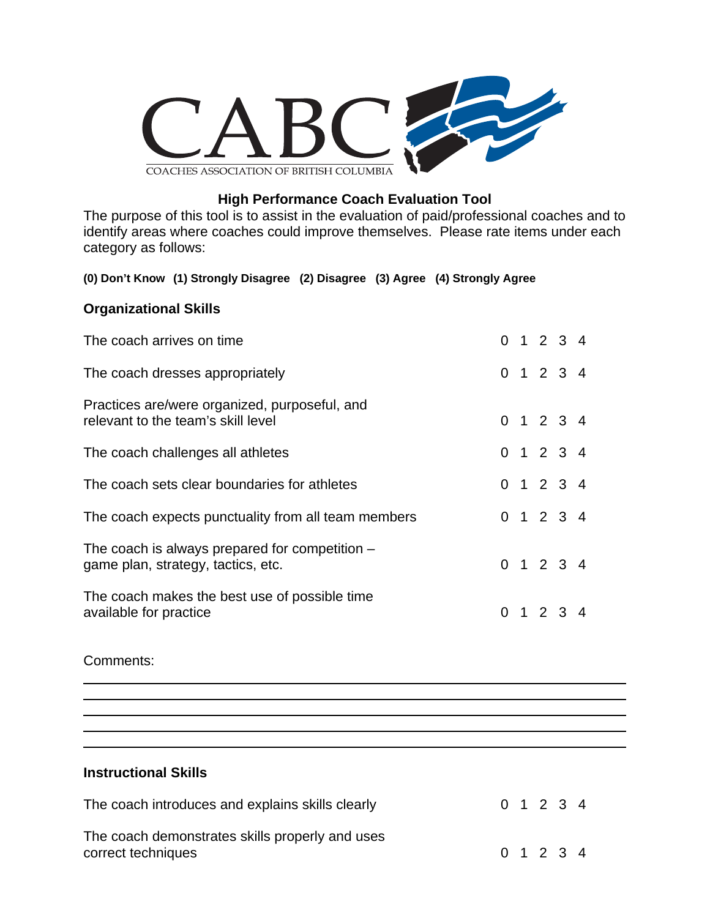CABC
COACHES ASSOCIATION OF BRITISH COLUMBIA

# High Performance Coach Evaluation Tool

The purpose of this tool is to assist in the evaluation of paid/professional coaches and to identify areas where coaches could improve themselves. Please rate items under each category as follows:

**(0) Don't Know (1) Strongly Disagree (2) Disagree (3) Agree (4) Strongly Agree**

## Organizational Skills

| Item | Rating |
|---|---|
| The coach arrives on time | 0 1 2 3 4 |
| The coach dresses appropriately | 0 1 2 3 4 |
| Practices are/were organized, purposeful, and relevant to the team's skill level | 0 1 2 3 4 |
| The coach challenges all athletes | 0 1 2 3 4 |
| The coach sets clear boundaries for athletes | 0 1 2 3 4 |
| The coach expects punctuality from all team members | 0 1 2 3 4 |
| The coach is always prepared for competition – game plan, strategy, tactics, etc. | 0 1 2 3 4 |
| The coach makes the best use of possible time available for practice | 0 1 2 3 4 |

Comments:

______________________________________________________________________

______________________________________________________________________

______________________________________________________________________

______________________________________________________________________

______________________________________________________________________

## Instructional Skills

| Item | Rating |
|---|---|
| The coach introduces and explains skills clearly | 0 1 2 3 4 |
| The coach demonstrates skills properly and uses correct techniques | 0 1 2 3 4 |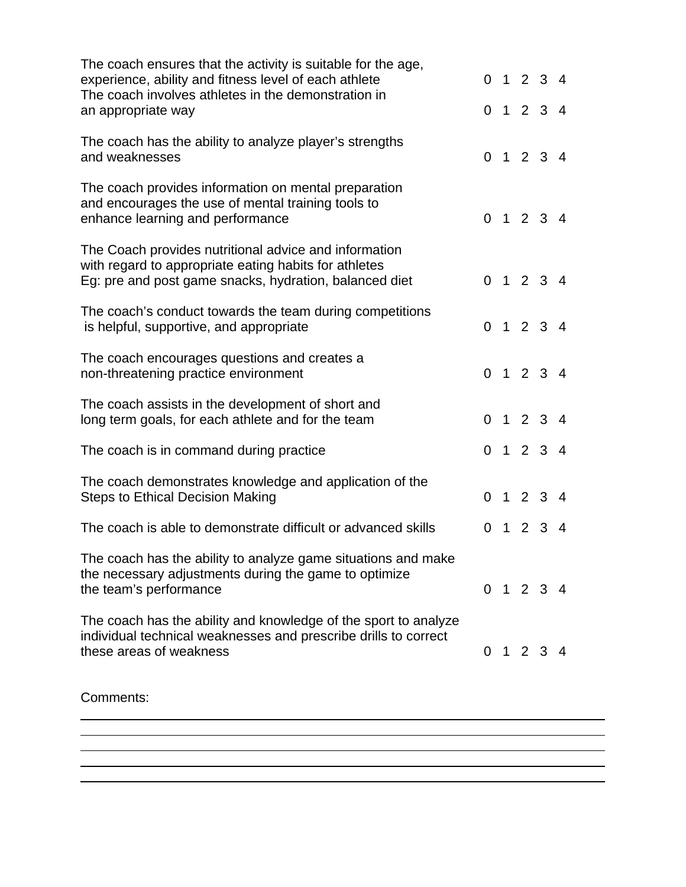| | |
|---|---|
| The coach ensures that the activity is suitable for the age, experience, ability and fitness level of each athlete | 0 1 2 3 4 |
| The coach involves athletes in the demonstration in an appropriate way | 0 1 2 3 4 |
| The coach has the ability to analyze player's strengths and weaknesses | 0 1 2 3 4 |
| The coach provides information on mental preparation and encourages the use of mental training tools to enhance learning and performance | 0 1 2 3 4 |
| The Coach provides nutritional advice and information with regard to appropriate eating habits for athletes Eg: pre and post game snacks, hydration, balanced diet | 0 1 2 3 4 |
| The coach's conduct towards the team during competitions is helpful, supportive, and appropriate | 0 1 2 3 4 |
| The coach encourages questions and creates a non-threatening practice environment | 0 1 2 3 4 |
| The coach assists in the development of short and long term goals, for each athlete and for the team | 0 1 2 3 4 |
| The coach is in command during practice | 0 1 2 3 4 |
| The coach demonstrates knowledge and application of the Steps to Ethical Decision Making | 0 1 2 3 4 |
| The coach is able to demonstrate difficult or advanced skills | 0 1 2 3 4 |
| The coach has the ability to analyze game situations and make the necessary adjustments during the game to optimize the team's performance | 0 1 2 3 4 |
| The coach has the ability and knowledge of the sport to analyze individual technical weaknesses and prescribe drills to correct these areas of weakness | 0 1 2 3 4 |

Comments:

______________________________________________________________________

______________________________________________________________________

______________________________________________________________________

______________________________________________________________________

______________________________________________________________________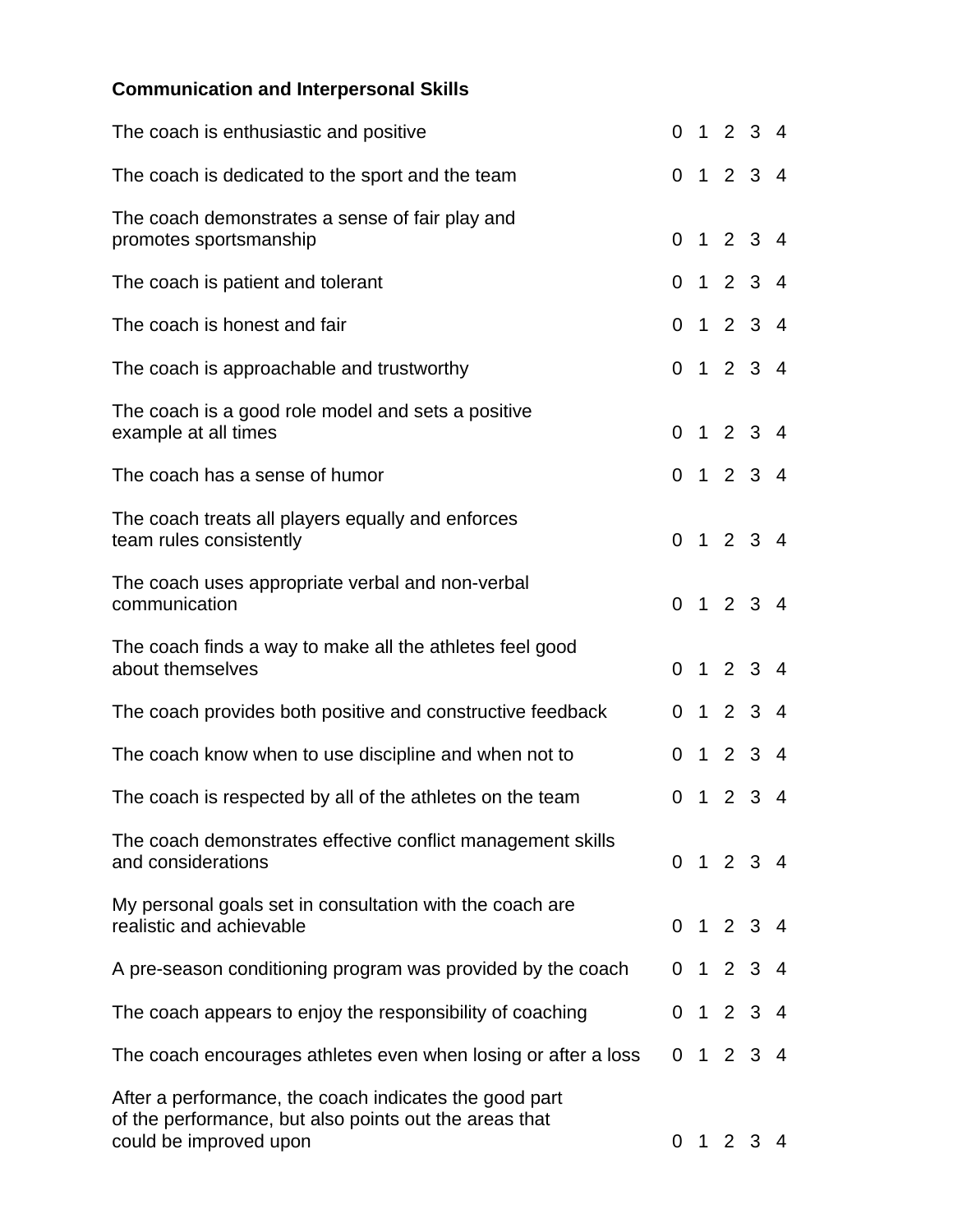**Communication and Interpersonal Skills**

| | |
|---|---|
| The coach is enthusiastic and positive | 0 1 2 3 4 |
| The coach is dedicated to the sport and the team | 0 1 2 3 4 |
| The coach demonstrates a sense of fair play and promotes sportsmanship | 0 1 2 3 4 |
| The coach is patient and tolerant | 0 1 2 3 4 |
| The coach is honest and fair | 0 1 2 3 4 |
| The coach is approachable and trustworthy | 0 1 2 3 4 |
| The coach is a good role model and sets a positive example at all times | 0 1 2 3 4 |
| The coach has a sense of humor | 0 1 2 3 4 |
| The coach treats all players equally and enforces team rules consistently | 0 1 2 3 4 |
| The coach uses appropriate verbal and non-verbal communication | 0 1 2 3 4 |
| The coach finds a way to make all the athletes feel good about themselves | 0 1 2 3 4 |
| The coach provides both positive and constructive feedback | 0 1 2 3 4 |
| The coach know when to use discipline and when not to | 0 1 2 3 4 |
| The coach is respected by all of the athletes on the team | 0 1 2 3 4 |
| The coach demonstrates effective conflict management skills and considerations | 0 1 2 3 4 |
| My personal goals set in consultation with the coach are realistic and achievable | 0 1 2 3 4 |
| A pre-season conditioning program was provided by the coach | 0 1 2 3 4 |
| The coach appears to enjoy the responsibility of coaching | 0 1 2 3 4 |
| The coach encourages athletes even when losing or after a loss | 0 1 2 3 4 |
| After a performance, the coach indicates the good part of the performance, but also points out the areas that could be improved upon | 0 1 2 3 4 |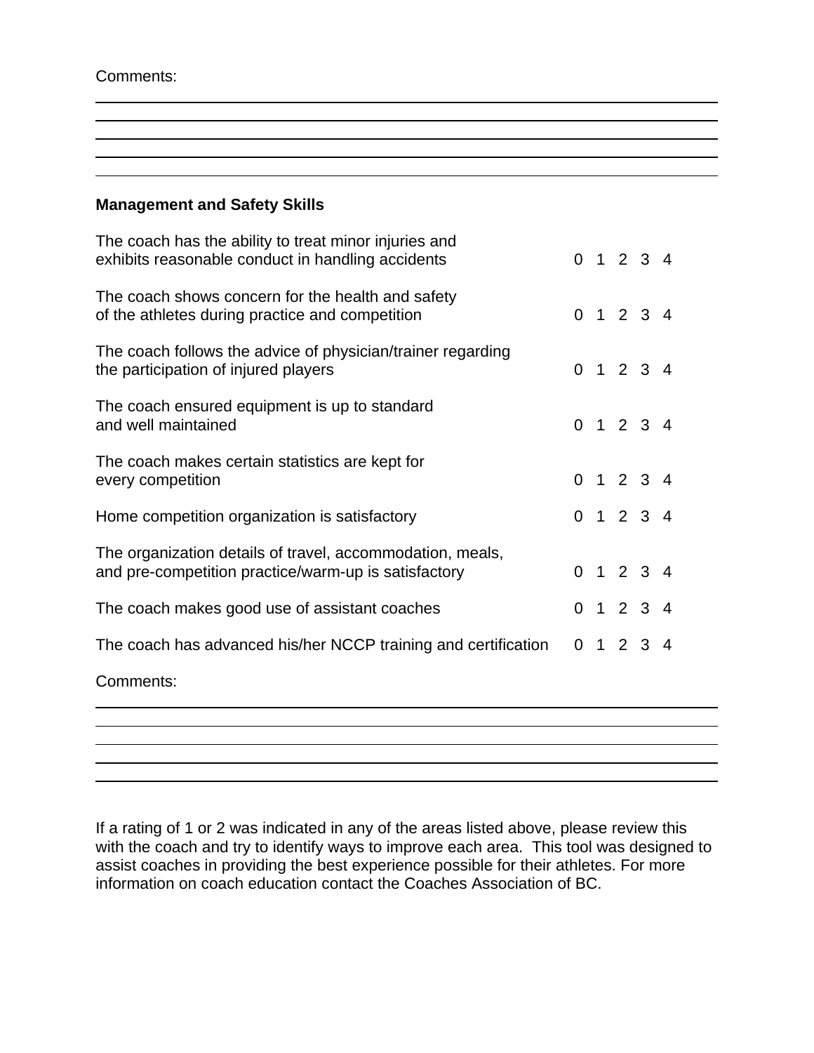Comments:

\_\_\_\_\_\_\_\_\_\_\_\_\_\_\_\_\_\_\_\_\_\_\_\_\_\_\_\_\_\_\_\_\_\_\_\_\_\_\_\_\_\_\_\_\_\_\_\_\_\_\_\_\_\_\_\_\_\_\_\_
\_\_\_\_\_\_\_\_\_\_\_\_\_\_\_\_\_\_\_\_\_\_\_\_\_\_\_\_\_\_\_\_\_\_\_\_\_\_\_\_\_\_\_\_\_\_\_\_\_\_\_\_\_\_\_\_\_\_\_\_
\_\_\_\_\_\_\_\_\_\_\_\_\_\_\_\_\_\_\_\_\_\_\_\_\_\_\_\_\_\_\_\_\_\_\_\_\_\_\_\_\_\_\_\_\_\_\_\_\_\_\_\_\_\_\_\_\_\_\_\_
\_\_\_\_\_\_\_\_\_\_\_\_\_\_\_\_\_\_\_\_\_\_\_\_\_\_\_\_\_\_\_\_\_\_\_\_\_\_\_\_\_\_\_\_\_\_\_\_\_\_\_\_\_\_\_\_\_\_\_\_
\_\_\_\_\_\_\_\_\_\_\_\_\_\_\_\_\_\_\_\_\_\_\_\_\_\_\_\_\_\_\_\_\_\_\_\_\_\_\_\_\_\_\_\_\_\_\_\_\_\_\_\_\_\_\_\_\_\_\_\_

**Management and Safety Skills**

| | |
|---|---|
| The coach has the ability to treat minor injuries and exhibits reasonable conduct in handling accidents | 0 1 2 3 4 |
| The coach shows concern for the health and safety of the athletes during practice and competition | 0 1 2 3 4 |
| The coach follows the advice of physician/trainer regarding the participation of injured players | 0 1 2 3 4 |
| The coach ensured equipment is up to standard and well maintained | 0 1 2 3 4 |
| The coach makes certain statistics are kept for every competition | 0 1 2 3 4 |
| Home competition organization is satisfactory | 0 1 2 3 4 |
| The organization details of travel, accommodation, meals, and pre-competition practice/warm-up is satisfactory | 0 1 2 3 4 |
| The coach makes good use of assistant coaches | 0 1 2 3 4 |
| The coach has advanced his/her NCCP training and certification | 0 1 2 3 4 |

Comments:

\_\_\_\_\_\_\_\_\_\_\_\_\_\_\_\_\_\_\_\_\_\_\_\_\_\_\_\_\_\_\_\_\_\_\_\_\_\_\_\_\_\_\_\_\_\_\_\_\_\_\_\_\_\_\_\_\_\_\_\_
\_\_\_\_\_\_\_\_\_\_\_\_\_\_\_\_\_\_\_\_\_\_\_\_\_\_\_\_\_\_\_\_\_\_\_\_\_\_\_\_\_\_\_\_\_\_\_\_\_\_\_\_\_\_\_\_\_\_\_\_
\_\_\_\_\_\_\_\_\_\_\_\_\_\_\_\_\_\_\_\_\_\_\_\_\_\_\_\_\_\_\_\_\_\_\_\_\_\_\_\_\_\_\_\_\_\_\_\_\_\_\_\_\_\_\_\_\_\_\_\_
\_\_\_\_\_\_\_\_\_\_\_\_\_\_\_\_\_\_\_\_\_\_\_\_\_\_\_\_\_\_\_\_\_\_\_\_\_\_\_\_\_\_\_\_\_\_\_\_\_\_\_\_\_\_\_\_\_\_\_\_
\_\_\_\_\_\_\_\_\_\_\_\_\_\_\_\_\_\_\_\_\_\_\_\_\_\_\_\_\_\_\_\_\_\_\_\_\_\_\_\_\_\_\_\_\_\_\_\_\_\_\_\_\_\_\_\_\_\_\_\_

If a rating of 1 or 2 was indicated in any of the areas listed above, please review this with the coach and try to identify ways to improve each area. This tool was designed to assist coaches in providing the best experience possible for their athletes. For more information on coach education contact the Coaches Association of BC.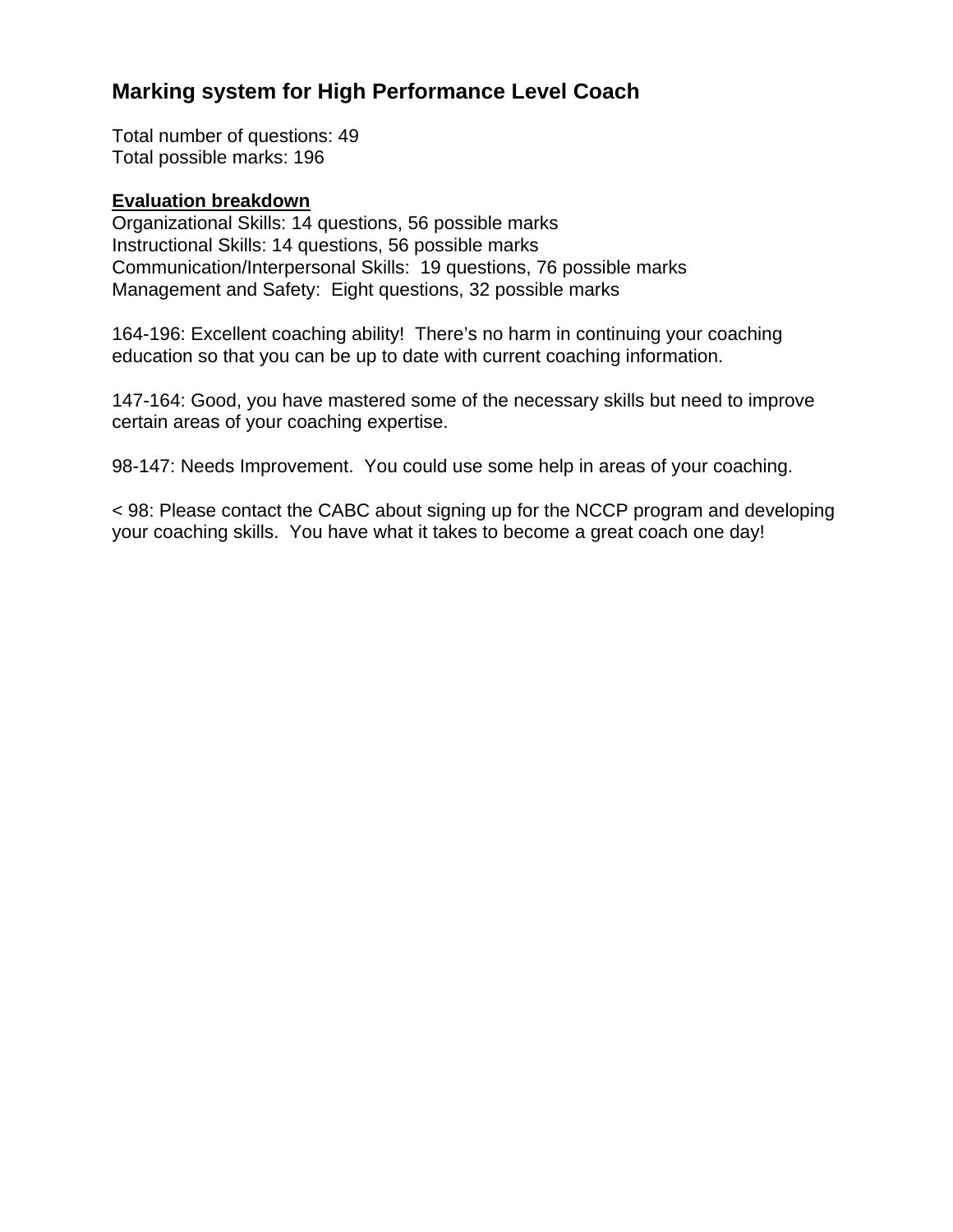## Marking system for High Performance Level Coach

Total number of questions: 49
Total possible marks: 196

**Evaluation breakdown**
Organizational Skills: 14 questions, 56 possible marks
Instructional Skills: 14 questions, 56 possible marks
Communication/Interpersonal Skills: 19 questions, 76 possible marks
Management and Safety: Eight questions, 32 possible marks

164-196: Excellent coaching ability! There's no harm in continuing your coaching education so that you can be up to date with current coaching information.

147-164: Good, you have mastered some of the necessary skills but need to improve certain areas of your coaching expertise.

98-147: Needs Improvement. You could use some help in areas of your coaching.

< 98: Please contact the CABC about signing up for the NCCP program and developing your coaching skills. You have what it takes to become a great coach one day!